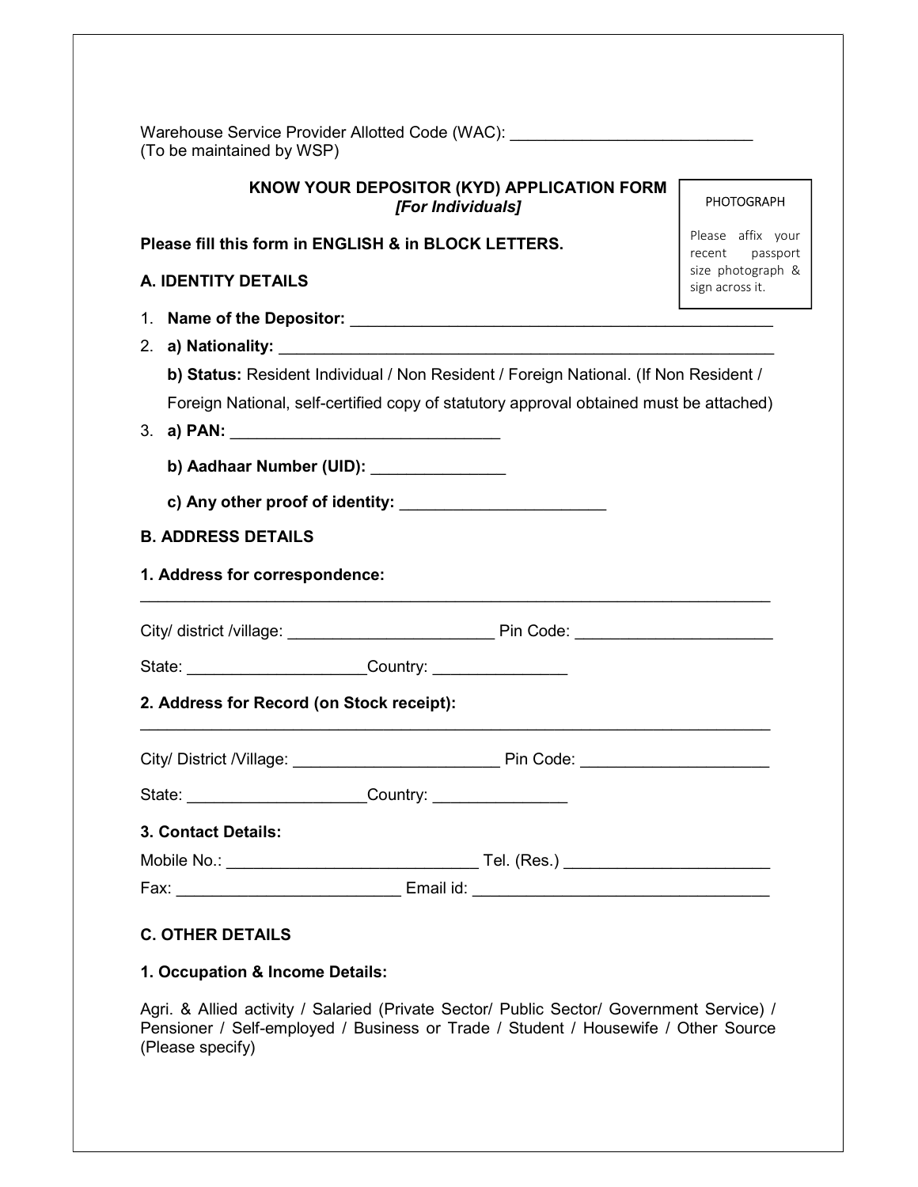Warehouse Service Provider Allotted Code (WAC): ___________________________
(To be maintained by WSP)

**KNOW YOUR DEPOSITOR (KYD) APPLICATION FORM**
***[For Individuals]***

PHOTOGRAPH

Please affix your recent passport size photograph & sign across it.

**Please fill this form in ENGLISH & in BLOCK LETTERS.**

**A. IDENTITY DETAILS**

1. **Name of the Depositor:** _______________________________________________
2. **a) Nationality:** _______________________________________________________

   **b) Status:** Resident Individual / Non Resident / Foreign National. (If Non Resident / Foreign National, self-certified copy of statutory approval obtained must be attached)
3. **a) PAN:** _____________________________

   **b) Aadhaar Number (UID):** ______________

   **c) Any other proof of identity:** ______________________

**B. ADDRESS DETAILS**

**1. Address for correspondence:**

_______________________________________________________________________

City/ district /village: ______________________ Pin Code: _____________________

State: ___________________Country: ______________

**2. Address for Record (on Stock receipt):**

_______________________________________________________________________

City/ District /Village: ______________________ Pin Code: ___________________

State: ___________________Country: ______________

**3. Contact Details:**

Mobile No.: ___________________________ Tel. (Res.) ______________________

Fax: ________________________ Email id: ________________________________

**C. OTHER DETAILS**

**1. Occupation & Income Details:**

Agri. & Allied activity / Salaried (Private Sector/ Public Sector/ Government Service) / Pensioner / Self-employed / Business or Trade / Student / Housewife / Other Source (Please specify)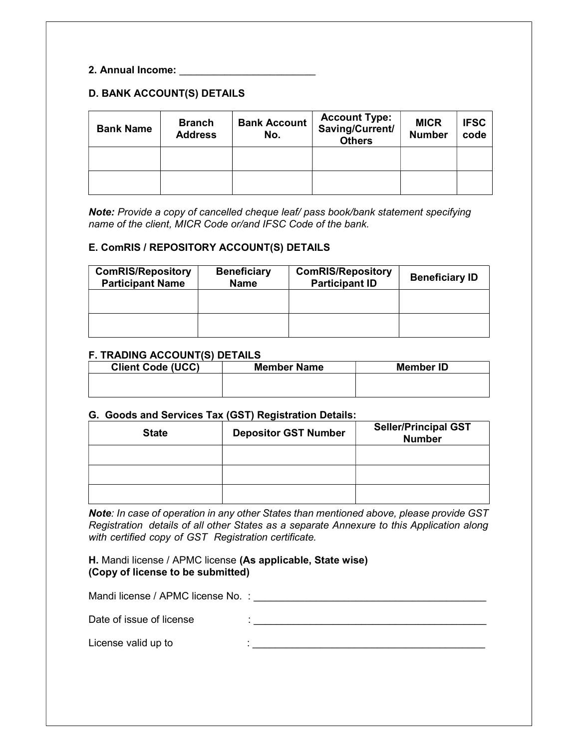**2. Annual Income:** ________________________

## D. BANK ACCOUNT(S) DETAILS

| Bank Name | Branch Address | Bank Account No. | Account Type: Saving/Current/ Others | MICR Number | IFSC code |
|---|---|---|---|---|---|
| | | | | | |
| | | | | | |

***Note:*** *Provide a copy of cancelled cheque leaf/ pass book/bank statement specifying name of the client, MICR Code or/and IFSC Code of the bank.*

## E. ComRIS / REPOSITORY ACCOUNT(S) DETAILS

| ComRIS/Repository Participant Name | Beneficiary Name | ComRIS/Repository Participant ID | Beneficiary ID |
|---|---|---|---|
| | | | |
| | | | |

## F. TRADING ACCOUNT(S) DETAILS

| Client Code (UCC) | Member Name | Member ID |
|---|---|---|
| | | |

## G. Goods and Services Tax (GST) Registration Details:

| State | Depositor GST Number | Seller/Principal GST Number |
|---|---|---|
| | | |
| | | |
| | | |

***Note****: In case of operation in any other States than mentioned above, please provide GST Registration details of all other States as a separate Annexure to this Application along with certified copy of GST Registration certificate.*

**H.** Mandi license / APMC license **(As applicable, State wise)**
**(Copy of license to be submitted)**

Mandi license / APMC license No. : ____________________________________________

Date of issue of license : ____________________________________________

License valid up to : ____________________________________________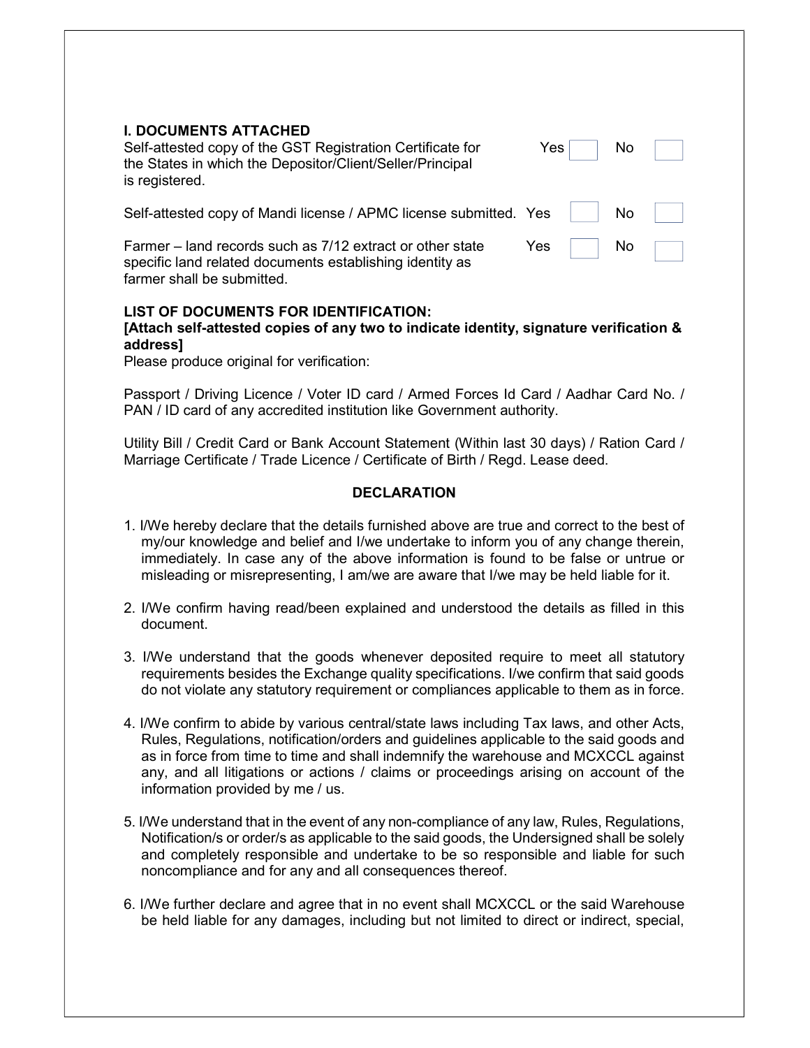### I. DOCUMENTS ATTACHED

Self-attested copy of the GST Registration Certificate for the States in which the Depositor/Client/Seller/Principal is registered. Yes ☐ No ☐

Self-attested copy of Mandi license / APMC license submitted. Yes ☐ No ☐

Farmer – land records such as 7/12 extract or other state specific land related documents establishing identity as farmer shall be submitted. Yes ☐ No ☐

**LIST OF DOCUMENTS FOR IDENTIFICATION:**
**[Attach self-attested copies of any two to indicate identity, signature verification & address]**
Please produce original for verification:

Passport / Driving Licence / Voter ID card / Armed Forces Id Card / Aadhar Card No. / PAN / ID card of any accredited institution like Government authority.

Utility Bill / Credit Card or Bank Account Statement (Within last 30 days) / Ration Card / Marriage Certificate / Trade Licence / Certificate of Birth / Regd. Lease deed.

**DECLARATION**

1. I/We hereby declare that the details furnished above are true and correct to the best of my/our knowledge and belief and I/we undertake to inform you of any change therein, immediately. In case any of the above information is found to be false or untrue or misleading or misrepresenting, I am/we are aware that I/we may be held liable for it.

2. I/We confirm having read/been explained and understood the details as filled in this document.

3. I/We understand that the goods whenever deposited require to meet all statutory requirements besides the Exchange quality specifications. I/we confirm that said goods do not violate any statutory requirement or compliances applicable to them as in force.

4. I/We confirm to abide by various central/state laws including Tax laws, and other Acts, Rules, Regulations, notification/orders and guidelines applicable to the said goods and as in force from time to time and shall indemnify the warehouse and MCXCCL against any, and all litigations or actions / claims or proceedings arising on account of the information provided by me / us.

5. I/We understand that in the event of any non-compliance of any law, Rules, Regulations, Notification/s or order/s as applicable to the said goods, the Undersigned shall be solely and completely responsible and undertake to be so responsible and liable for such noncompliance and for any and all consequences thereof.

6. I/We further declare and agree that in no event shall MCXCCL or the said Warehouse be held liable for any damages, including but not limited to direct or indirect, special,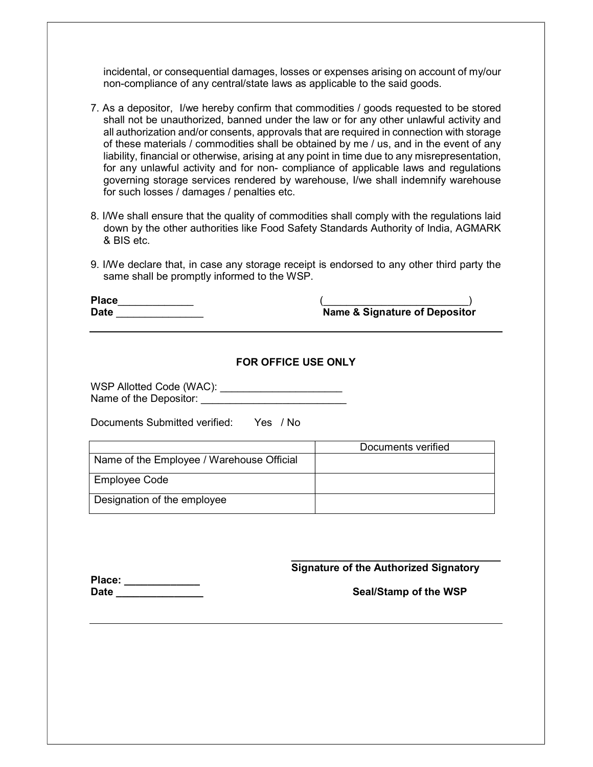incidental, or consequential damages, losses or expenses arising on account of my/our non-compliance of any central/state laws as applicable to the said goods.

7. As a depositor, I/we hereby confirm that commodities / goods requested to be stored shall not be unauthorized, banned under the law or for any other unlawful activity and all authorization and/or consents, approvals that are required in connection with storage of these materials / commodities shall be obtained by me / us, and in the event of any liability, financial or otherwise, arising at any point in time due to any misrepresentation, for any unlawful activity and for non- compliance of applicable laws and regulations governing storage services rendered by warehouse, I/we shall indemnify warehouse for such losses / damages / penalties etc.

8. I/We shall ensure that the quality of commodities shall comply with the regulations laid down by the other authorities like Food Safety Standards Authority of India, AGMARK & BIS etc.

9. I/We declare that, in case any storage receipt is endorsed to any other third party the same shall be promptly informed to the WSP.

**Place**_____________

**Date** _______________

(_________________________)
**Name & Signature of Depositor**

---

**FOR OFFICE USE ONLY**

WSP Allotted Code (WAC): _____________________

Name of the Depositor: _________________________

Documents Submitted verified: Yes / No

| | Documents verified |
|---|---|
| Name of the Employee / Warehouse Official | |
| Employee Code | |
| Designation of the employee | |

_____________________________________
**Signature of the Authorized Signatory**

**Place:** _____________

**Date** _______________

**Seal/Stamp of the WSP**

---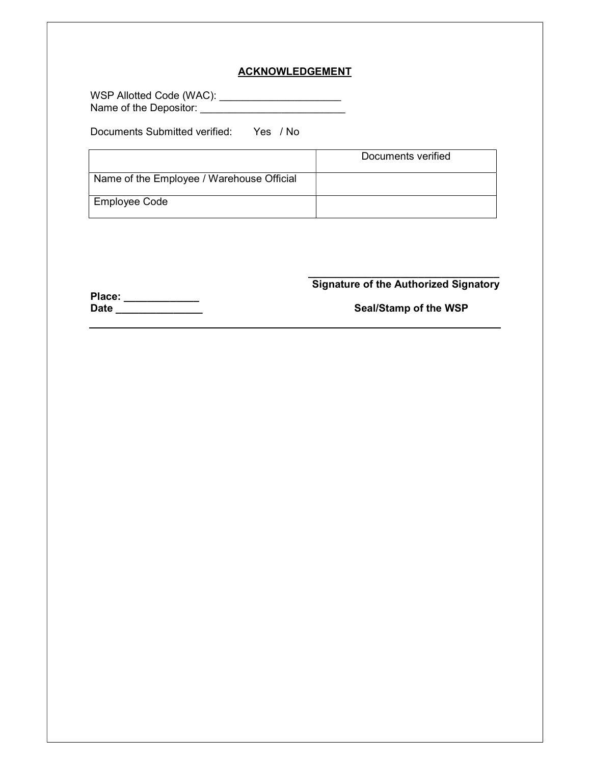## ACKNOWLEDGEMENT

WSP Allotted Code (WAC): ____________________
Name of the Depositor: ________________________

Documents Submitted verified: Yes / No

| | Documents verified |
|---|---|
| Name of the Employee / Warehouse Official | |
| Employee Code | |

________________________________
**Signature of the Authorized Signatory**

**Place: ____________**
**Date ______________**

**Seal/Stamp of the WSP**